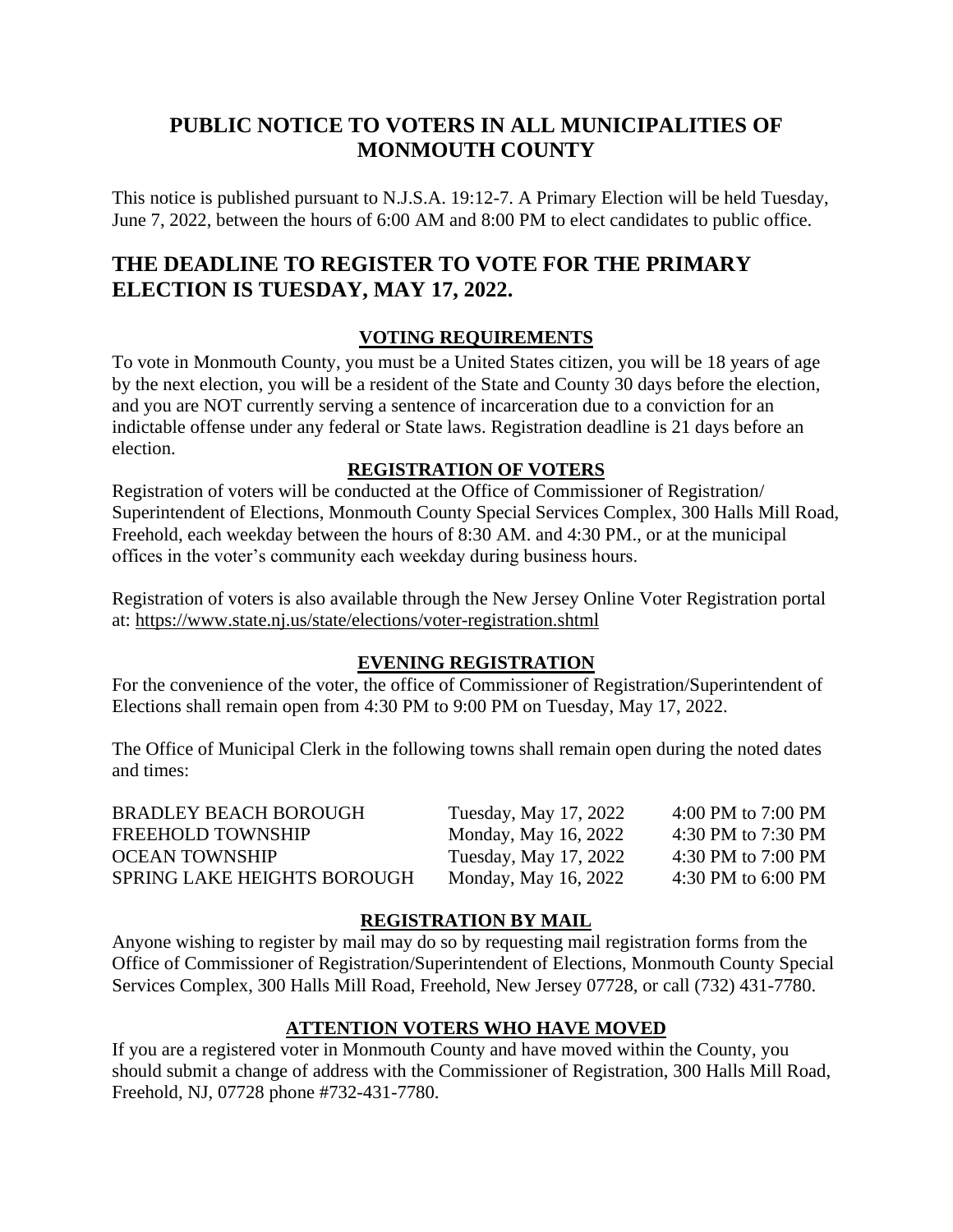# PUBLIC NOTICE TO VOTERS IN ALL MUNICIPALITIES OF MONMOUTH COUNTY

This notice is published pursuant to N.J.S.A. 19:12-7. A Primary Election will be held Tuesday, June 7, 2022, between the hours of 6:00 AM and 8:00 PM to elect candidates to public office.

# THE DEADLINE TO REGISTER TO VOTE FOR THE PRIMARY ELECTION IS TUESDAY, MAY 17, 2022.

## VOTING REQUIREMENTS

To vote in Monmouth County, you must be a United States citizen, you will be 18 years of age by the next election, you will be a resident of the State and County 30 days before the election, and you are NOT currently serving a sentence of incarceration due to a conviction for an indictable offense under any federal or State laws. Registration deadline is 21 days before an election.

## REGISTRATION OF VOTERS

Registration of voters will be conducted at the Office of Commissioner of Registration/ Superintendent of Elections, Monmouth County Special Services Complex, 300 Halls Mill Road, Freehold, each weekday between the hours of 8:30 AM. and 4:30 PM., or at the municipal offices in the voter's community each weekday during business hours.

Registration of voters is also available through the New Jersey Online Voter Registration portal at: https://www.state.nj.us/state/elections/voter-registration.shtml

## EVENING REGISTRATION

For the convenience of the voter, the office of Commissioner of Registration/Superintendent of Elections shall remain open from 4:30 PM to 9:00 PM on Tuesday, May 17, 2022.

The Office of Municipal Clerk in the following towns shall remain open during the noted dates and times:

| | | |
|---|---|---|
| BRADLEY BEACH BOROUGH | Tuesday, May 17, 2022 | 4:00 PM to 7:00 PM |
| FREEHOLD TOWNSHIP | Monday, May 16, 2022 | 4:30 PM to 7:30 PM |
| OCEAN TOWNSHIP | Tuesday, May 17, 2022 | 4:30 PM to 7:00 PM |
| SPRING LAKE HEIGHTS BOROUGH | Monday, May 16, 2022 | 4:30 PM to 6:00 PM |

## REGISTRATION BY MAIL

Anyone wishing to register by mail may do so by requesting mail registration forms from the Office of Commissioner of Registration/Superintendent of Elections, Monmouth County Special Services Complex, 300 Halls Mill Road, Freehold, New Jersey 07728, or call (732) 431-7780.

## ATTENTION VOTERS WHO HAVE MOVED

If you are a registered voter in Monmouth County and have moved within the County, you should submit a change of address with the Commissioner of Registration, 300 Halls Mill Road, Freehold, NJ, 07728 phone #732-431-7780.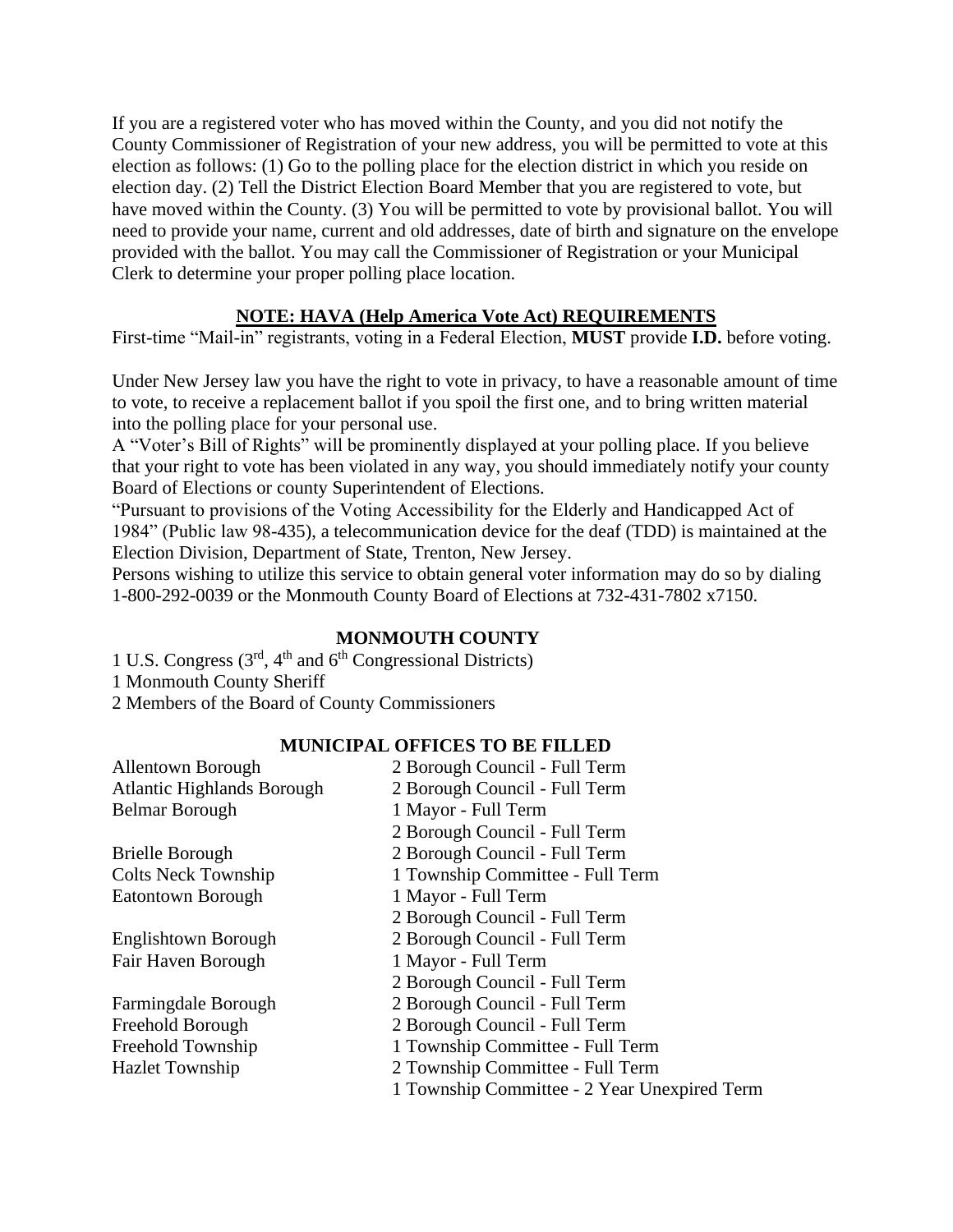If you are a registered voter who has moved within the County, and you did not notify the County Commissioner of Registration of your new address, you will be permitted to vote at this election as follows: (1) Go to the polling place for the election district in which you reside on election day. (2) Tell the District Election Board Member that you are registered to vote, but have moved within the County. (3) You will be permitted to vote by provisional ballot. You will need to provide your name, current and old addresses, date of birth and signature on the envelope provided with the ballot. You may call the Commissioner of Registration or your Municipal Clerk to determine your proper polling place location.

## NOTE: HAVA (Help America Vote Act) REQUIREMENTS

First-time "Mail-in" registrants, voting in a Federal Election, **MUST** provide **I.D.** before voting.

Under New Jersey law you have the right to vote in privacy, to have a reasonable amount of time to vote, to receive a replacement ballot if you spoil the first one, and to bring written material into the polling place for your personal use.

A "Voter's Bill of Rights" will be prominently displayed at your polling place. If you believe that your right to vote has been violated in any way, you should immediately notify your county Board of Elections or county Superintendent of Elections.

"Pursuant to provisions of the Voting Accessibility for the Elderly and Handicapped Act of 1984" (Public law 98-435), a telecommunication device for the deaf (TDD) is maintained at the Election Division, Department of State, Trenton, New Jersey.

Persons wishing to utilize this service to obtain general voter information may do so by dialing 1-800-292-0039 or the Monmouth County Board of Elections at 732-431-7802 x7150.

## MONMOUTH COUNTY

1 U.S. Congress (3rd, 4th and 6th Congressional Districts)
1 Monmouth County Sheriff
2 Members of the Board of County Commissioners

## MUNICIPAL OFFICES TO BE FILLED

| | |
|---|---|
| Allentown Borough | 2 Borough Council - Full Term |
| Atlantic Highlands Borough | 2 Borough Council - Full Term |
| Belmar Borough | 1 Mayor - Full Term |
| | 2 Borough Council - Full Term |
| Brielle Borough | 2 Borough Council - Full Term |
| Colts Neck Township | 1 Township Committee - Full Term |
| Eatontown Borough | 1 Mayor - Full Term |
| | 2 Borough Council - Full Term |
| Englishtown Borough | 2 Borough Council - Full Term |
| Fair Haven Borough | 1 Mayor - Full Term |
| | 2 Borough Council - Full Term |
| Farmingdale Borough | 2 Borough Council - Full Term |
| Freehold Borough | 2 Borough Council - Full Term |
| Freehold Township | 1 Township Committee - Full Term |
| Hazlet Township | 2 Township Committee - Full Term |
| | 1 Township Committee - 2 Year Unexpired Term |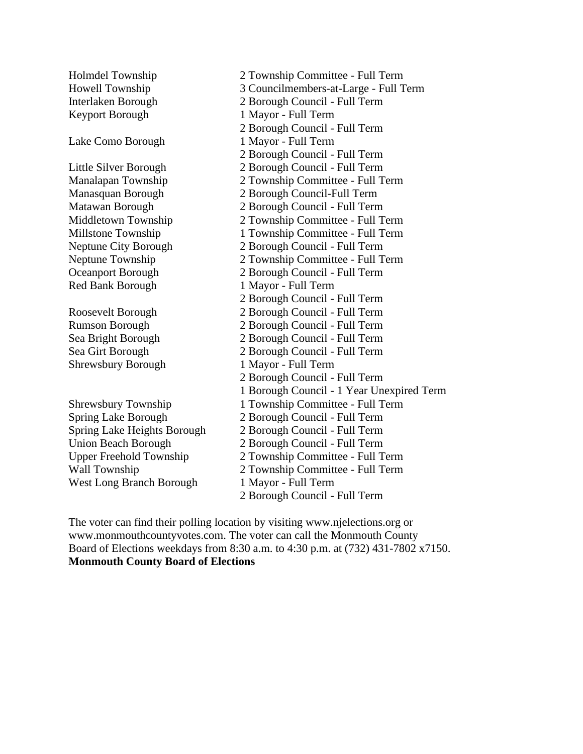| | |
|---|---|
| Holmdel Township | 2 Township Committee - Full Term |
| Howell Township | 3 Councilmembers-at-Large - Full Term |
| Interlaken Borough | 2 Borough Council - Full Term |
| Keyport Borough | 1 Mayor - Full Term |
| | 2 Borough Council - Full Term |
| Lake Como Borough | 1 Mayor - Full Term |
| | 2 Borough Council - Full Term |
| Little Silver Borough | 2 Borough Council - Full Term |
| Manalapan Township | 2 Township Committee - Full Term |
| Manasquan Borough | 2 Borough Council-Full Term |
| Matawan Borough | 2 Borough Council - Full Term |
| Middletown Township | 2 Township Committee - Full Term |
| Millstone Township | 1 Township Committee - Full Term |
| Neptune City Borough | 2 Borough Council - Full Term |
| Neptune Township | 2 Township Committee - Full Term |
| Oceanport Borough | 2 Borough Council - Full Term |
| Red Bank Borough | 1 Mayor - Full Term |
| | 2 Borough Council - Full Term |
| Roosevelt Borough | 2 Borough Council - Full Term |
| Rumson Borough | 2 Borough Council - Full Term |
| Sea Bright Borough | 2 Borough Council - Full Term |
| Sea Girt Borough | 2 Borough Council - Full Term |
| Shrewsbury Borough | 1 Mayor - Full Term |
| | 2 Borough Council - Full Term |
| | 1 Borough Council - 1 Year Unexpired Term |
| Shrewsbury Township | 1 Township Committee - Full Term |
| Spring Lake Borough | 2 Borough Council - Full Term |
| Spring Lake Heights Borough | 2 Borough Council - Full Term |
| Union Beach Borough | 2 Borough Council - Full Term |
| Upper Freehold Township | 2 Township Committee - Full Term |
| Wall Township | 2 Township Committee - Full Term |
| West Long Branch Borough | 1 Mayor - Full Term |
| | 2 Borough Council - Full Term |

The voter can find their polling location by visiting www.njelections.org or www.monmouthcountyvotes.com. The voter can call the Monmouth County Board of Elections weekdays from 8:30 a.m. to 4:30 p.m. at (732) 431-7802 x7150.
**Monmouth County Board of Elections**